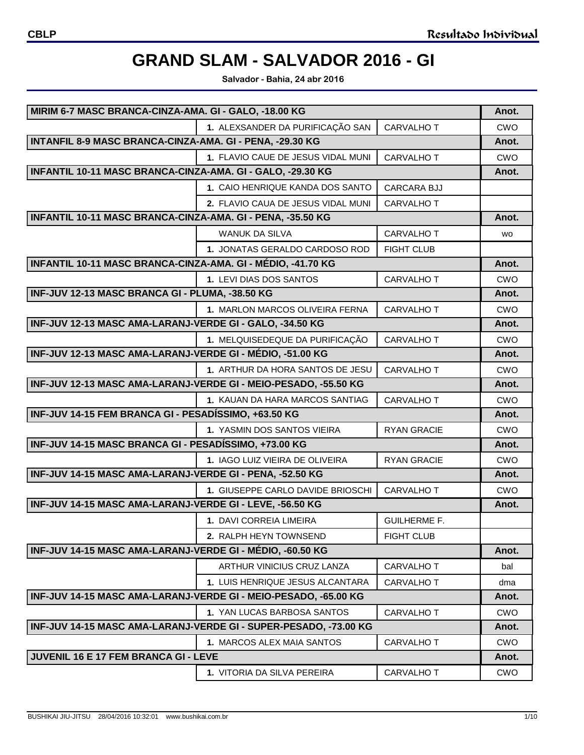# GRAND SLAM - SALVADOR 2016 - GI

**Salvador - Bahia, 24 abr 2016**

| | | | Anot. |
|---|---|---|---|
| **MIRIM 6-7 MASC BRANCA-CINZA-AMA. GI - GALO, -18.00 KG** | | | **Anot.** |
| | **1.** ALEXSANDER DA PURIFICAÇÃO SAN | CARVALHO T | CWO |
| **INTANFIL 8-9 MASC BRANCA-CINZA-AMA. GI - PENA, -29.30 KG** | | | **Anot.** |
| | **1.** FLAVIO CAUE DE JESUS VIDAL MUNI | CARVALHO T | CWO |
| **INFANTIL 10-11 MASC BRANCA-CINZA-AMA. GI - GALO, -29.30 KG** | | | **Anot.** |
| | **1.** CAIO HENRIQUE KANDA DOS SANTO | CARCARA BJJ | |
| | **2.** FLAVIO CAUA DE JESUS VIDAL MUNI | CARVALHO T | |
| **INFANTIL 10-11 MASC BRANCA-CINZA-AMA. GI - PENA, -35.50 KG** | | | **Anot.** |
| | WANUK DA SILVA | CARVALHO T | wo |
| | **1.** JONATAS GERALDO CARDOSO ROD | FIGHT CLUB | |
| **INFANTIL 10-11 MASC BRANCA-CINZA-AMA. GI - MÉDIO, -41.70 KG** | | | **Anot.** |
| | **1.** LEVI DIAS DOS SANTOS | CARVALHO T | CWO |
| **INF-JUV 12-13 MASC BRANCA GI - PLUMA, -38.50 KG** | | | **Anot.** |
| | **1.** MARLON MARCOS OLIVEIRA FERNA | CARVALHO T | CWO |
| **INF-JUV 12-13 MASC AMA-LARANJ-VERDE GI - GALO, -34.50 KG** | | | **Anot.** |
| | **1.** MELQUISEDEQUE DA PURIFICAÇÃO | CARVALHO T | CWO |
| **INF-JUV 12-13 MASC AMA-LARANJ-VERDE GI - MÉDIO, -51.00 KG** | | | **Anot.** |
| | **1.** ARTHUR DA HORA SANTOS DE JESU | CARVALHO T | CWO |
| **INF-JUV 12-13 MASC AMA-LARANJ-VERDE GI - MEIO-PESADO, -55.50 KG** | | | **Anot.** |
| | **1.** KAUAN DA HARA MARCOS SANTIAG | CARVALHO T | CWO |
| **INF-JUV 14-15 FEM BRANCA GI - PESADÍSSIMO, +63.50 KG** | | | **Anot.** |
| | **1.** YASMIN DOS SANTOS VIEIRA | RYAN GRACIE | CWO |
| **INF-JUV 14-15 MASC BRANCA GI - PESADÍSSIMO, +73.00 KG** | | | **Anot.** |
| | **1.** IAGO LUIZ VIEIRA DE OLIVEIRA | RYAN GRACIE | CWO |
| **INF-JUV 14-15 MASC AMA-LARANJ-VERDE GI - PENA, -52.50 KG** | | | **Anot.** |
| | **1.** GIUSEPPE CARLO DAVIDE BRIOSCHI | CARVALHO T | CWO |
| **INF-JUV 14-15 MASC AMA-LARANJ-VERDE GI - LEVE, -56.50 KG** | | | **Anot.** |
| | **1.** DAVI CORREIA LIMEIRA | GUILHERME F. | |
| | **2.** RALPH HEYN TOWNSEND | FIGHT CLUB | |
| **INF-JUV 14-15 MASC AMA-LARANJ-VERDE GI - MÉDIO, -60.50 KG** | | | **Anot.** |
| | ARTHUR VINICIUS CRUZ LANZA | CARVALHO T | bal |
| | **1.** LUIS HENRIQUE JESUS ALCANTARA | CARVALHO T | dma |
| **INF-JUV 14-15 MASC AMA-LARANJ-VERDE GI - MEIO-PESADO, -65.00 KG** | | | **Anot.** |
| | **1.** YAN LUCAS BARBOSA SANTOS | CARVALHO T | CWO |
| **INF-JUV 14-15 MASC AMA-LARANJ-VERDE GI - SUPER-PESADO, -73.00 KG** | | | **Anot.** |
| | **1.** MARCOS ALEX MAIA SANTOS | CARVALHO T | CWO |
| **JUVENIL 16 E 17 FEM BRANCA GI - LEVE** | | | **Anot.** |
| | **1.** VITORIA DA SILVA PEREIRA | CARVALHO T | CWO |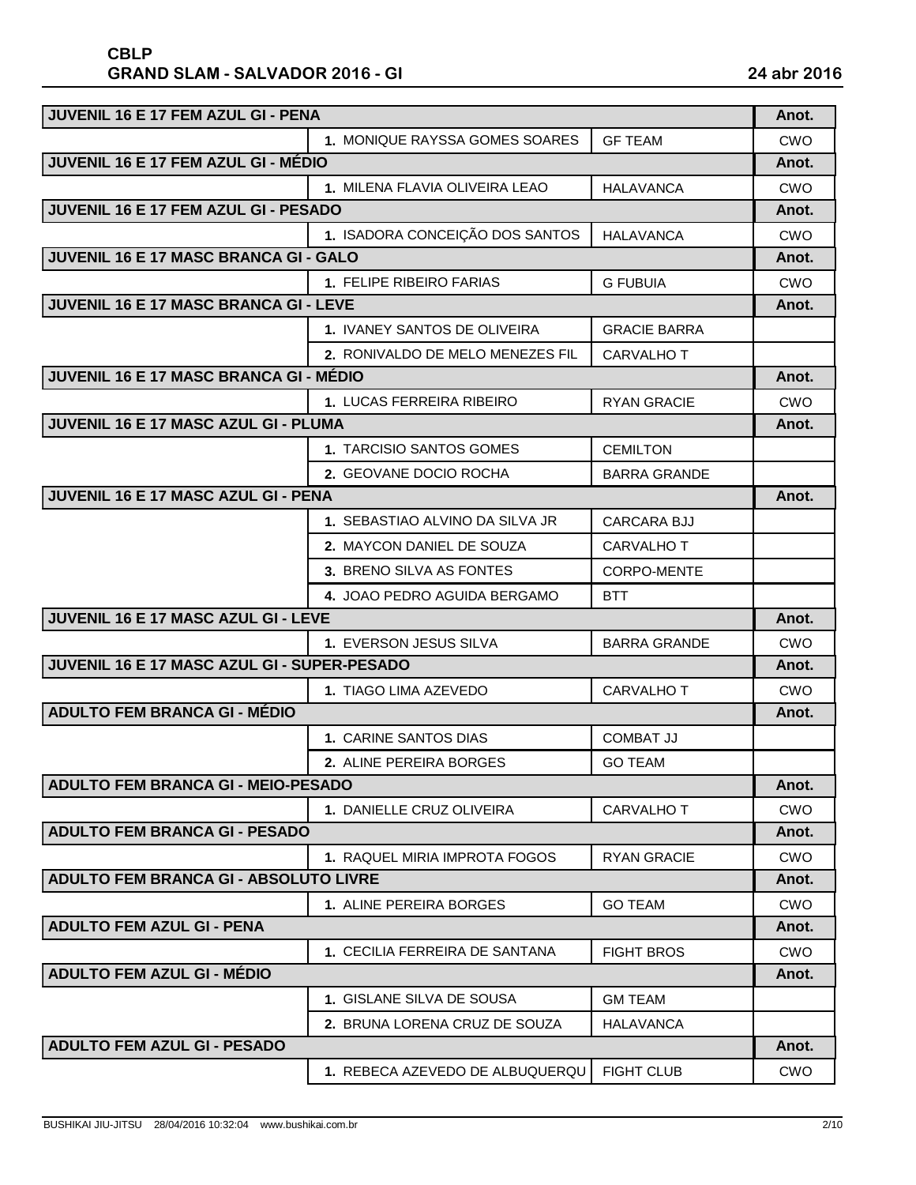| JUVENIL 16 E 17 FEM AZUL GI - PENA | | | Anot. |
|---|---|---|---|
| | 1. MONIQUE RAYSSA GOMES SOARES | GF TEAM | CWO |
| **JUVENIL 16 E 17 FEM AZUL GI - MÉDIO** | | | **Anot.** |
| | 1. MILENA FLAVIA OLIVEIRA LEAO | HALAVANCA | CWO |
| **JUVENIL 16 E 17 FEM AZUL GI - PESADO** | | | **Anot.** |
| | 1. ISADORA CONCEIÇÃO DOS SANTOS | HALAVANCA | CWO |
| **JUVENIL 16 E 17 MASC BRANCA GI - GALO** | | | **Anot.** |
| | 1. FELIPE RIBEIRO FARIAS | G FUBUIA | CWO |
| **JUVENIL 16 E 17 MASC BRANCA GI - LEVE** | | | **Anot.** |
| | 1. IVANEY SANTOS DE OLIVEIRA | GRACIE BARRA | |
| | 2. RONIVALDO DE MELO MENEZES FIL | CARVALHO T | |
| **JUVENIL 16 E 17 MASC BRANCA GI - MÉDIO** | | | **Anot.** |
| | 1. LUCAS FERREIRA RIBEIRO | RYAN GRACIE | CWO |
| **JUVENIL 16 E 17 MASC AZUL GI - PLUMA** | | | **Anot.** |
| | 1. TARCISIO SANTOS GOMES | CEMILTON | |
| | 2. GEOVANE DOCIO ROCHA | BARRA GRANDE | |
| **JUVENIL 16 E 17 MASC AZUL GI - PENA** | | | **Anot.** |
| | 1. SEBASTIAO ALVINO DA SILVA JR | CARCARA BJJ | |
| | 2. MAYCON DANIEL DE SOUZA | CARVALHO T | |
| | 3. BRENO SILVA AS FONTES | CORPO-MENTE | |
| | 4. JOAO PEDRO AGUIDA BERGAMO | BTT | |
| **JUVENIL 16 E 17 MASC AZUL GI - LEVE** | | | **Anot.** |
| | 1. EVERSON JESUS SILVA | BARRA GRANDE | CWO |
| **JUVENIL 16 E 17 MASC AZUL GI - SUPER-PESADO** | | | **Anot.** |
| | 1. TIAGO LIMA AZEVEDO | CARVALHO T | CWO |
| **ADULTO FEM BRANCA GI - MÉDIO** | | | **Anot.** |
| | 1. CARINE SANTOS DIAS | COMBAT JJ | |
| | 2. ALINE PEREIRA BORGES | GO TEAM | |
| **ADULTO FEM BRANCA GI - MEIO-PESADO** | | | **Anot.** |
| | 1. DANIELLE CRUZ OLIVEIRA | CARVALHO T | CWO |
| **ADULTO FEM BRANCA GI - PESADO** | | | **Anot.** |
| | 1. RAQUEL MIRIA IMPROTA FOGOS | RYAN GRACIE | CWO |
| **ADULTO FEM BRANCA GI - ABSOLUTO LIVRE** | | | **Anot.** |
| | 1. ALINE PEREIRA BORGES | GO TEAM | CWO |
| **ADULTO FEM AZUL GI - PENA** | | | **Anot.** |
| | 1. CECILIA FERREIRA DE SANTANA | FIGHT BROS | CWO |
| **ADULTO FEM AZUL GI - MÉDIO** | | | **Anot.** |
| | 1. GISLANE SILVA DE SOUSA | GM TEAM | |
| | 2. BRUNA LORENA CRUZ DE SOUZA | HALAVANCA | |
| **ADULTO FEM AZUL GI - PESADO** | | | **Anot.** |
| | 1. REBECA AZEVEDO DE ALBUQUERQU | FIGHT CLUB | CWO |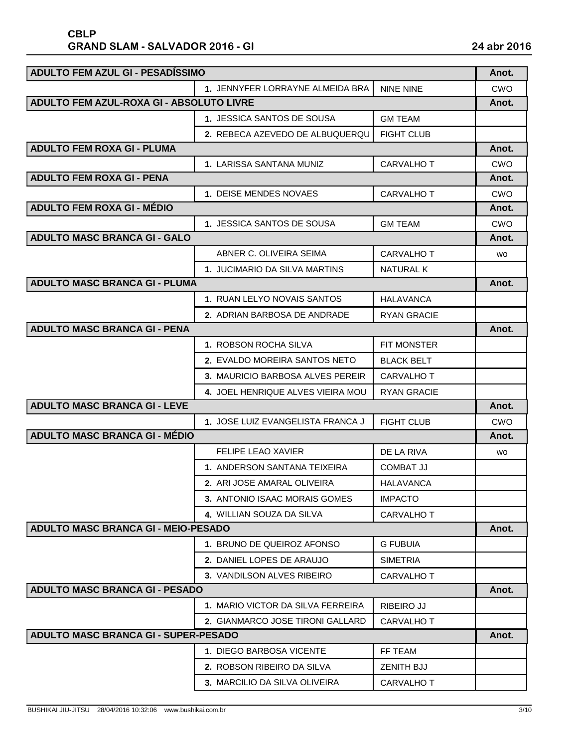# CBLP
## GRAND SLAM - SALVADOR 2016 - GI

24 abr 2016

| ADULTO FEM AZUL GI - PESADÍSSIMO | | | Anot. |
|---|---|---|---|
| | 1. JENNYFER LORRAYNE ALMEIDA BRA | NINE NINE | CWO |
| **ADULTO FEM AZUL-ROXA GI - ABSOLUTO LIVRE** | | | **Anot.** |
| | 1. JESSICA SANTOS DE SOUSA | GM TEAM | |
| | 2. REBECA AZEVEDO DE ALBUQUERQU | FIGHT CLUB | |
| **ADULTO FEM ROXA GI - PLUMA** | | | **Anot.** |
| | 1. LARISSA SANTANA MUNIZ | CARVALHO T | CWO |
| **ADULTO FEM ROXA GI - PENA** | | | **Anot.** |
| | 1. DEISE MENDES NOVAES | CARVALHO T | CWO |
| **ADULTO FEM ROXA GI - MÉDIO** | | | **Anot.** |
| | 1. JESSICA SANTOS DE SOUSA | GM TEAM | CWO |
| **ADULTO MASC BRANCA GI - GALO** | | | **Anot.** |
| | ABNER C. OLIVEIRA SEIMA | CARVALHO T | wo |
| | 1. JUCIMARIO DA SILVA MARTINS | NATURAL K | |
| **ADULTO MASC BRANCA GI - PLUMA** | | | **Anot.** |
| | 1. RUAN LELYO NOVAIS SANTOS | HALAVANCA | |
| | 2. ADRIAN BARBOSA DE ANDRADE | RYAN GRACIE | |
| **ADULTO MASC BRANCA GI - PENA** | | | **Anot.** |
| | 1. ROBSON ROCHA SILVA | FIT MONSTER | |
| | 2. EVALDO MOREIRA SANTOS NETO | BLACK BELT | |
| | 3. MAURICIO BARBOSA ALVES PEREIR | CARVALHO T | |
| | 4. JOEL HENRIQUE ALVES VIEIRA MOU | RYAN GRACIE | |
| **ADULTO MASC BRANCA GI - LEVE** | | | **Anot.** |
| | 1. JOSE LUIZ EVANGELISTA FRANCA J | FIGHT CLUB | CWO |
| **ADULTO MASC BRANCA GI - MÉDIO** | | | **Anot.** |
| | FELIPE LEAO XAVIER | DE LA RIVA | wo |
| | 1. ANDERSON SANTANA TEIXEIRA | COMBAT JJ | |
| | 2. ARI JOSE AMARAL OLIVEIRA | HALAVANCA | |
| | 3. ANTONIO ISAAC MORAIS GOMES | IMPACTO | |
| | 4. WILLIAN SOUZA DA SILVA | CARVALHO T | |
| **ADULTO MASC BRANCA GI - MEIO-PESADO** | | | **Anot.** |
| | 1. BRUNO DE QUEIROZ AFONSO | G FUBUIA | |
| | 2. DANIEL LOPES DE ARAUJO | SIMETRIA | |
| | 3. VANDILSON ALVES RIBEIRO | CARVALHO T | |
| **ADULTO MASC BRANCA GI - PESADO** | | | **Anot.** |
| | 1. MARIO VICTOR DA SILVA FERREIRA | RIBEIRO JJ | |
| | 2. GIANMARCO JOSE TIRONI GALLARD | CARVALHO T | |
| **ADULTO MASC BRANCA GI - SUPER-PESADO** | | | **Anot.** |
| | 1. DIEGO BARBOSA VICENTE | FF TEAM | |
| | 2. ROBSON RIBEIRO DA SILVA | ZENITH BJJ | |
| | 3. MARCILIO DA SILVA OLIVEIRA | CARVALHO T | |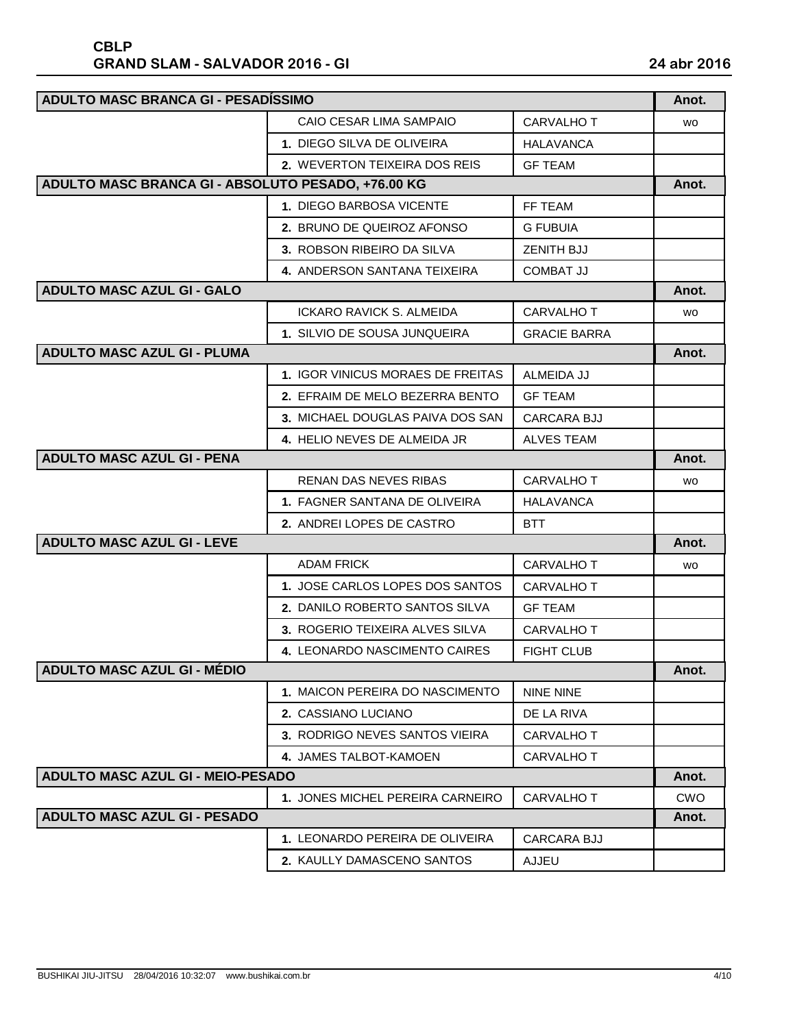**CBLP**
**GRAND SLAM - SALVADOR 2016 - GI** 24 abr 2016

| ADULTO MASC BRANCA GI - PESADÍSSIMO | | Anot. |
|---|---|---|
| CAIO CESAR LIMA SAMPAIO | CARVALHO T | wo |
| 1. DIEGO SILVA DE OLIVEIRA | HALAVANCA | |
| 2. WEVERTON TEIXEIRA DOS REIS | GF TEAM | |

| ADULTO MASC BRANCA GI - ABSOLUTO PESADO, +76.00 KG | | Anot. |
|---|---|---|
| 1. DIEGO BARBOSA VICENTE | FF TEAM | |
| 2. BRUNO DE QUEIROZ AFONSO | G FUBUIA | |
| 3. ROBSON RIBEIRO DA SILVA | ZENITH BJJ | |
| 4. ANDERSON SANTANA TEIXEIRA | COMBAT JJ | |

| ADULTO MASC AZUL GI - GALO | | Anot. |
|---|---|---|
| ICKARO RAVICK S. ALMEIDA | CARVALHO T | wo |
| 1. SILVIO DE SOUSA JUNQUEIRA | GRACIE BARRA | |

| ADULTO MASC AZUL GI - PLUMA | | Anot. |
|---|---|---|
| 1. IGOR VINICUS MORAES DE FREITAS | ALMEIDA JJ | |
| 2. EFRAIM DE MELO BEZERRA BENTO | GF TEAM | |
| 3. MICHAEL DOUGLAS PAIVA DOS SAN | CARCARA BJJ | |
| 4. HELIO NEVES DE ALMEIDA JR | ALVES TEAM | |

| ADULTO MASC AZUL GI - PENA | | Anot. |
|---|---|---|
| RENAN DAS NEVES RIBAS | CARVALHO T | wo |
| 1. FAGNER SANTANA DE OLIVEIRA | HALAVANCA | |
| 2. ANDREI LOPES DE CASTRO | BTT | |

| ADULTO MASC AZUL GI - LEVE | | Anot. |
|---|---|---|
| ADAM FRICK | CARVALHO T | wo |
| 1. JOSE CARLOS LOPES DOS SANTOS | CARVALHO T | |
| 2. DANILO ROBERTO SANTOS SILVA | GF TEAM | |
| 3. ROGERIO TEIXEIRA ALVES SILVA | CARVALHO T | |
| 4. LEONARDO NASCIMENTO CAIRES | FIGHT CLUB | |

| ADULTO MASC AZUL GI - MÉDIO | | Anot. |
|---|---|---|
| 1. MAICON PEREIRA DO NASCIMENTO | NINE NINE | |
| 2. CASSIANO LUCIANO | DE LA RIVA | |
| 3. RODRIGO NEVES SANTOS VIEIRA | CARVALHO T | |
| 4. JAMES TALBOT-KAMOEN | CARVALHO T | |

| ADULTO MASC AZUL GI - MEIO-PESADO | | Anot. |
|---|---|---|
| 1. JONES MICHEL PEREIRA CARNEIRO | CARVALHO T | CWO |

| ADULTO MASC AZUL GI - PESADO | | Anot. |
|---|---|---|
| 1. LEONARDO PEREIRA DE OLIVEIRA | CARCARA BJJ | |
| 2. KAULLY DAMASCENO SANTOS | AJJEU | |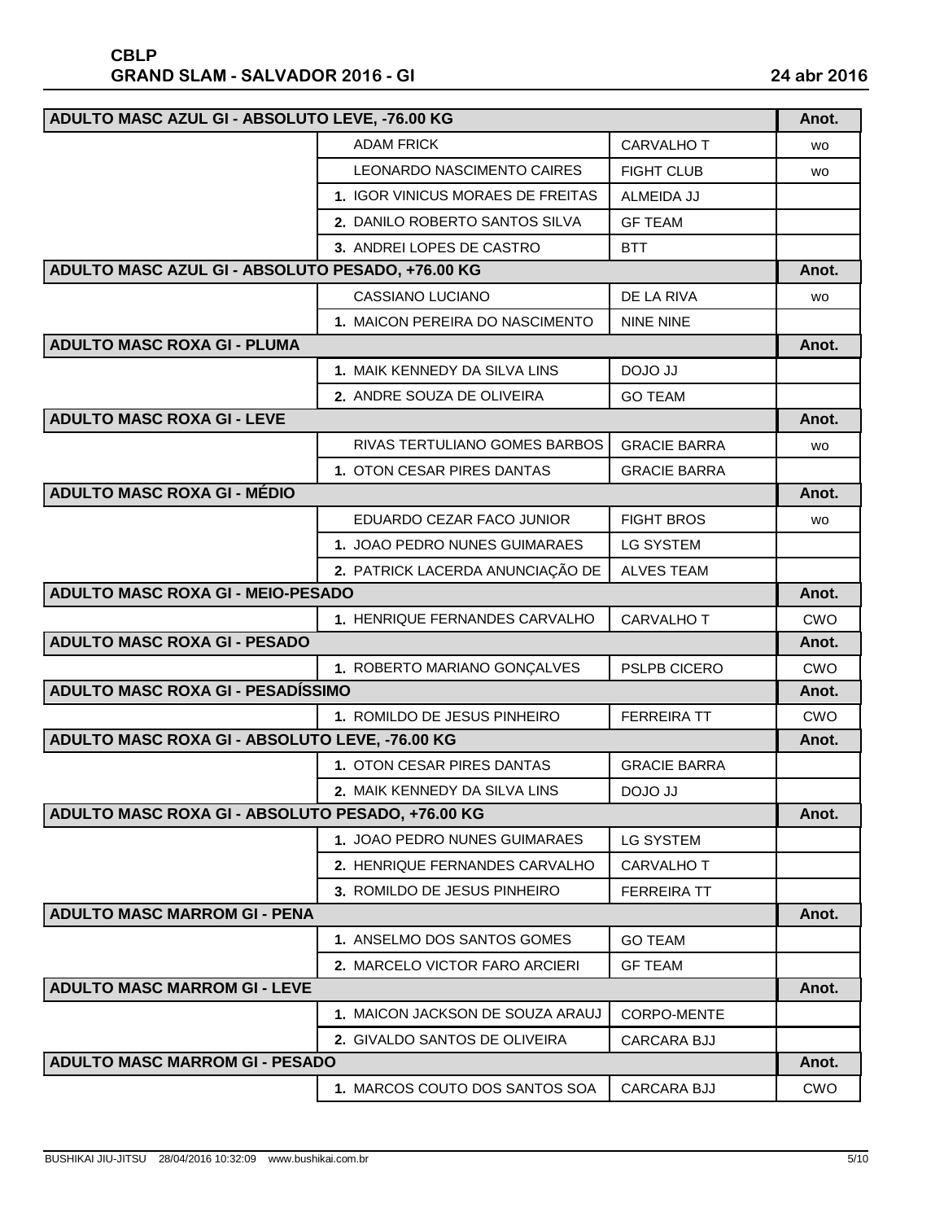| ADULTO MASC AZUL GI - ABSOLUTO LEVE, -76.00 KG | | | Anot. |
|---|---|---|---|
| | ADAM FRICK | CARVALHO T | WO |
| | LEONARDO NASCIMENTO CAIRES | FIGHT CLUB | WO |
| | 1. IGOR VINICUS MORAES DE FREITAS | ALMEIDA JJ | |
| | 2. DANILO ROBERTO SANTOS SILVA | GF TEAM | |
| | 3. ANDREI LOPES DE CASTRO | BTT | |
| **ADULTO MASC AZUL GI - ABSOLUTO PESADO, +76.00 KG** | | | **Anot.** |
| | CASSIANO LUCIANO | DE LA RIVA | WO |
| | 1. MAICON PEREIRA DO NASCIMENTO | NINE NINE | |
| **ADULTO MASC ROXA GI - PLUMA** | | | **Anot.** |
| | 1. MAIK KENNEDY DA SILVA LINS | DOJO JJ | |
| | 2. ANDRE SOUZA DE OLIVEIRA | GO TEAM | |
| **ADULTO MASC ROXA GI - LEVE** | | | **Anot.** |
| | RIVAS TERTULIANO GOMES BARBOS | GRACIE BARRA | WO |
| | 1. OTON CESAR PIRES DANTAS | GRACIE BARRA | |
| **ADULTO MASC ROXA GI - MÉDIO** | | | **Anot.** |
| | EDUARDO CEZAR FACO JUNIOR | FIGHT BROS | WO |
| | 1. JOAO PEDRO NUNES GUIMARAES | LG SYSTEM | |
| | 2. PATRICK LACERDA ANUNCIAÇÃO DE | ALVES TEAM | |
| **ADULTO MASC ROXA GI - MEIO-PESADO** | | | **Anot.** |
| | 1. HENRIQUE FERNANDES CARVALHO | CARVALHO T | CWO |
| **ADULTO MASC ROXA GI - PESADO** | | | **Anot.** |
| | 1. ROBERTO MARIANO GONÇALVES | PSLPB CICERO | CWO |
| **ADULTO MASC ROXA GI - PESADÍSSIMO** | | | **Anot.** |
| | 1. ROMILDO DE JESUS PINHEIRO | FERREIRA TT | CWO |
| **ADULTO MASC ROXA GI - ABSOLUTO LEVE, -76.00 KG** | | | **Anot.** |
| | 1. OTON CESAR PIRES DANTAS | GRACIE BARRA | |
| | 2. MAIK KENNEDY DA SILVA LINS | DOJO JJ | |
| **ADULTO MASC ROXA GI - ABSOLUTO PESADO, +76.00 KG** | | | **Anot.** |
| | 1. JOAO PEDRO NUNES GUIMARAES | LG SYSTEM | |
| | 2. HENRIQUE FERNANDES CARVALHO | CARVALHO T | |
| | 3. ROMILDO DE JESUS PINHEIRO | FERREIRA TT | |
| **ADULTO MASC MARROM GI - PENA** | | | **Anot.** |
| | 1. ANSELMO DOS SANTOS GOMES | GO TEAM | |
| | 2. MARCELO VICTOR FARO ARCIERI | GF TEAM | |
| **ADULTO MASC MARROM GI - LEVE** | | | **Anot.** |
| | 1. MAICON JACKSON DE SOUZA ARAUJ | CORPO-MENTE | |
| | 2. GIVALDO SANTOS DE OLIVEIRA | CARCARA BJJ | |
| **ADULTO MASC MARROM GI - PESADO** | | | **Anot.** |
| | 1. MARCOS COUTO DOS SANTOS SOA | CARCARA BJJ | CWO |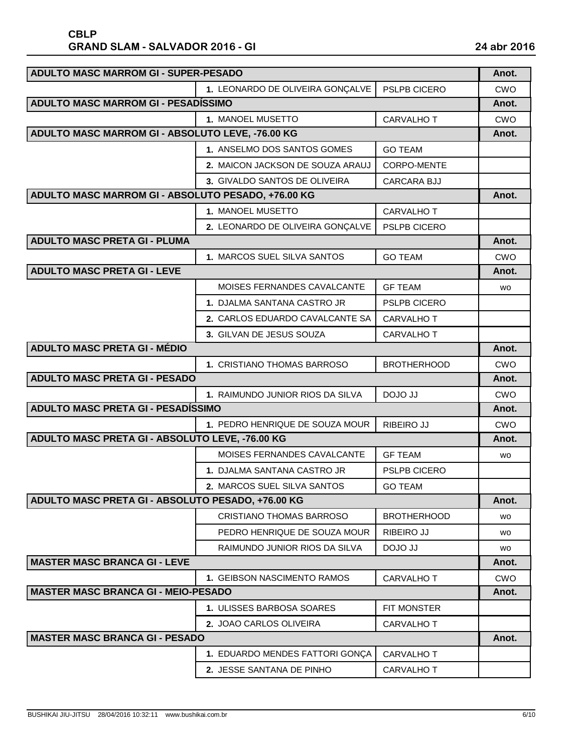| ADULTO MASC MARROM GI - SUPER-PESADO | | | Anot. |
|---|---|---|---|
| | 1. LEONARDO DE OLIVEIRA GONÇALVE | PSLPB CICERO | CWO |
| **ADULTO MASC MARROM GI - PESADÍSSIMO** | | | **Anot.** |
| | 1. MANOEL MUSETTO | CARVALHO T | CWO |
| **ADULTO MASC MARROM GI - ABSOLUTO LEVE, -76.00 KG** | | | **Anot.** |
| | 1. ANSELMO DOS SANTOS GOMES | GO TEAM | |
| | 2. MAICON JACKSON DE SOUZA ARAUJ | CORPO-MENTE | |
| | 3. GIVALDO SANTOS DE OLIVEIRA | CARCARA BJJ | |
| **ADULTO MASC MARROM GI - ABSOLUTO PESADO, +76.00 KG** | | | **Anot.** |
| | 1. MANOEL MUSETTO | CARVALHO T | |
| | 2. LEONARDO DE OLIVEIRA GONÇALVE | PSLPB CICERO | |
| **ADULTO MASC PRETA GI - PLUMA** | | | **Anot.** |
| | 1. MARCOS SUEL SILVA SANTOS | GO TEAM | CWO |
| **ADULTO MASC PRETA GI - LEVE** | | | **Anot.** |
| | MOISES FERNANDES CAVALCANTE | GF TEAM | WO |
| | 1. DJALMA SANTANA CASTRO JR | PSLPB CICERO | |
| | 2. CARLOS EDUARDO CAVALCANTE SA | CARVALHO T | |
| | 3. GILVAN DE JESUS SOUZA | CARVALHO T | |
| **ADULTO MASC PRETA GI - MÉDIO** | | | **Anot.** |
| | 1. CRISTIANO THOMAS BARROSO | BROTHERHOOD | CWO |
| **ADULTO MASC PRETA GI - PESADO** | | | **Anot.** |
| | 1. RAIMUNDO JUNIOR RIOS DA SILVA | DOJO JJ | CWO |
| **ADULTO MASC PRETA GI - PESADÍSSIMO** | | | **Anot.** |
| | 1. PEDRO HENRIQUE DE SOUZA MOUR | RIBEIRO JJ | CWO |
| **ADULTO MASC PRETA GI - ABSOLUTO LEVE, -76.00 KG** | | | **Anot.** |
| | MOISES FERNANDES CAVALCANTE | GF TEAM | WO |
| | 1. DJALMA SANTANA CASTRO JR | PSLPB CICERO | |
| | 2. MARCOS SUEL SILVA SANTOS | GO TEAM | |
| **ADULTO MASC PRETA GI - ABSOLUTO PESADO, +76.00 KG** | | | **Anot.** |
| | CRISTIANO THOMAS BARROSO | BROTHERHOOD | WO |
| | PEDRO HENRIQUE DE SOUZA MOUR | RIBEIRO JJ | WO |
| | RAIMUNDO JUNIOR RIOS DA SILVA | DOJO JJ | WO |
| **MASTER MASC BRANCA GI - LEVE** | | | **Anot.** |
| | 1. GEIBSON NASCIMENTO RAMOS | CARVALHO T | CWO |
| **MASTER MASC BRANCA GI - MEIO-PESADO** | | | **Anot.** |
| | 1. ULISSES BARBOSA SOARES | FIT MONSTER | |
| | 2. JOAO CARLOS OLIVEIRA | CARVALHO T | |
| **MASTER MASC BRANCA GI - PESADO** | | | **Anot.** |
| | 1. EDUARDO MENDES FATTORI GONÇA | CARVALHO T | |
| | 2. JESSE SANTANA DE PINHO | CARVALHO T | |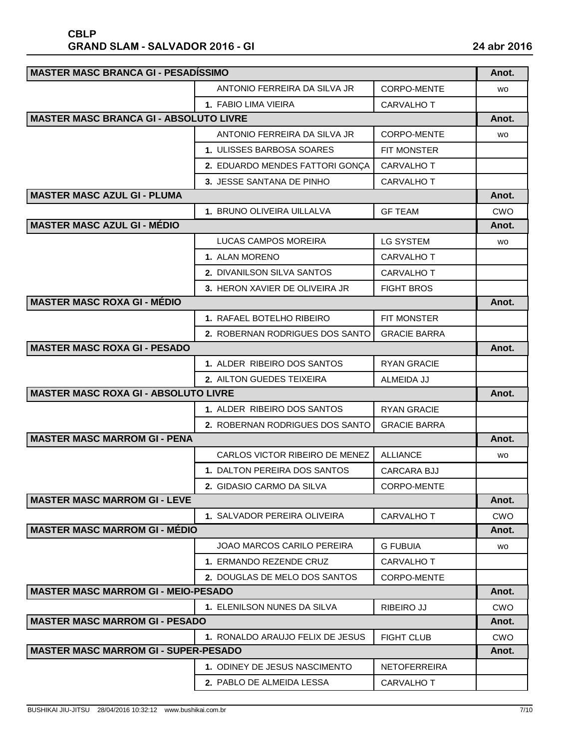**CBLP**
**GRAND SLAM - SALVADOR 2016 - GI** 24 abr 2016

| MASTER MASC BRANCA GI - PESADÍSSIMO | | | Anot. |
|---|---|---|---|
| | ANTONIO FERREIRA DA SILVA JR | CORPO-MENTE | wo |
| | 1. FABIO LIMA VIEIRA | CARVALHO T | |
| **MASTER MASC BRANCA GI - ABSOLUTO LIVRE** | | | **Anot.** |
| | ANTONIO FERREIRA DA SILVA JR | CORPO-MENTE | wo |
| | 1. ULISSES BARBOSA SOARES | FIT MONSTER | |
| | 2. EDUARDO MENDES FATTORI GONÇA | CARVALHO T | |
| | 3. JESSE SANTANA DE PINHO | CARVALHO T | |
| **MASTER MASC AZUL GI - PLUMA** | | | **Anot.** |
| | 1. BRUNO OLIVEIRA UILLALVA | GF TEAM | CWO |
| **MASTER MASC AZUL GI - MÉDIO** | | | **Anot.** |
| | LUCAS CAMPOS MOREIRA | LG SYSTEM | wo |
| | 1. ALAN MORENO | CARVALHO T | |
| | 2. DIVANILSON SILVA SANTOS | CARVALHO T | |
| | 3. HERON XAVIER DE OLIVEIRA JR | FIGHT BROS | |
| **MASTER MASC ROXA GI - MÉDIO** | | | **Anot.** |
| | 1. RAFAEL BOTELHO RIBEIRO | FIT MONSTER | |
| | 2. ROBERNAN RODRIGUES DOS SANTO | GRACIE BARRA | |
| **MASTER MASC ROXA GI - PESADO** | | | **Anot.** |
| | 1. ALDER RIBEIRO DOS SANTOS | RYAN GRACIE | |
| | 2. AILTON GUEDES TEIXEIRA | ALMEIDA JJ | |
| **MASTER MASC ROXA GI - ABSOLUTO LIVRE** | | | **Anot.** |
| | 1. ALDER RIBEIRO DOS SANTOS | RYAN GRACIE | |
| | 2. ROBERNAN RODRIGUES DOS SANTO | GRACIE BARRA | |
| **MASTER MASC MARROM GI - PENA** | | | **Anot.** |
| | CARLOS VICTOR RIBEIRO DE MENEZ | ALLIANCE | wo |
| | 1. DALTON PEREIRA DOS SANTOS | CARCARA BJJ | |
| | 2. GIDASIO CARMO DA SILVA | CORPO-MENTE | |
| **MASTER MASC MARROM GI - LEVE** | | | **Anot.** |
| | 1. SALVADOR PEREIRA OLIVEIRA | CARVALHO T | CWO |
| **MASTER MASC MARROM GI - MÉDIO** | | | **Anot.** |
| | JOAO MARCOS CARILO PEREIRA | G FUBUIA | wo |
| | 1. ERMANDO REZENDE CRUZ | CARVALHO T | |
| | 2. DOUGLAS DE MELO DOS SANTOS | CORPO-MENTE | |
| **MASTER MASC MARROM GI - MEIO-PESADO** | | | **Anot.** |
| | 1. ELENILSON NUNES DA SILVA | RIBEIRO JJ | CWO |
| **MASTER MASC MARROM GI - PESADO** | | | **Anot.** |
| | 1. RONALDO ARAUJO FELIX DE JESUS | FIGHT CLUB | CWO |
| **MASTER MASC MARROM GI - SUPER-PESADO** | | | **Anot.** |
| | 1. ODINEY DE JESUS NASCIMENTO | NETOFERREIRA | |
| | 2. PABLO DE ALMEIDA LESSA | CARVALHO T | |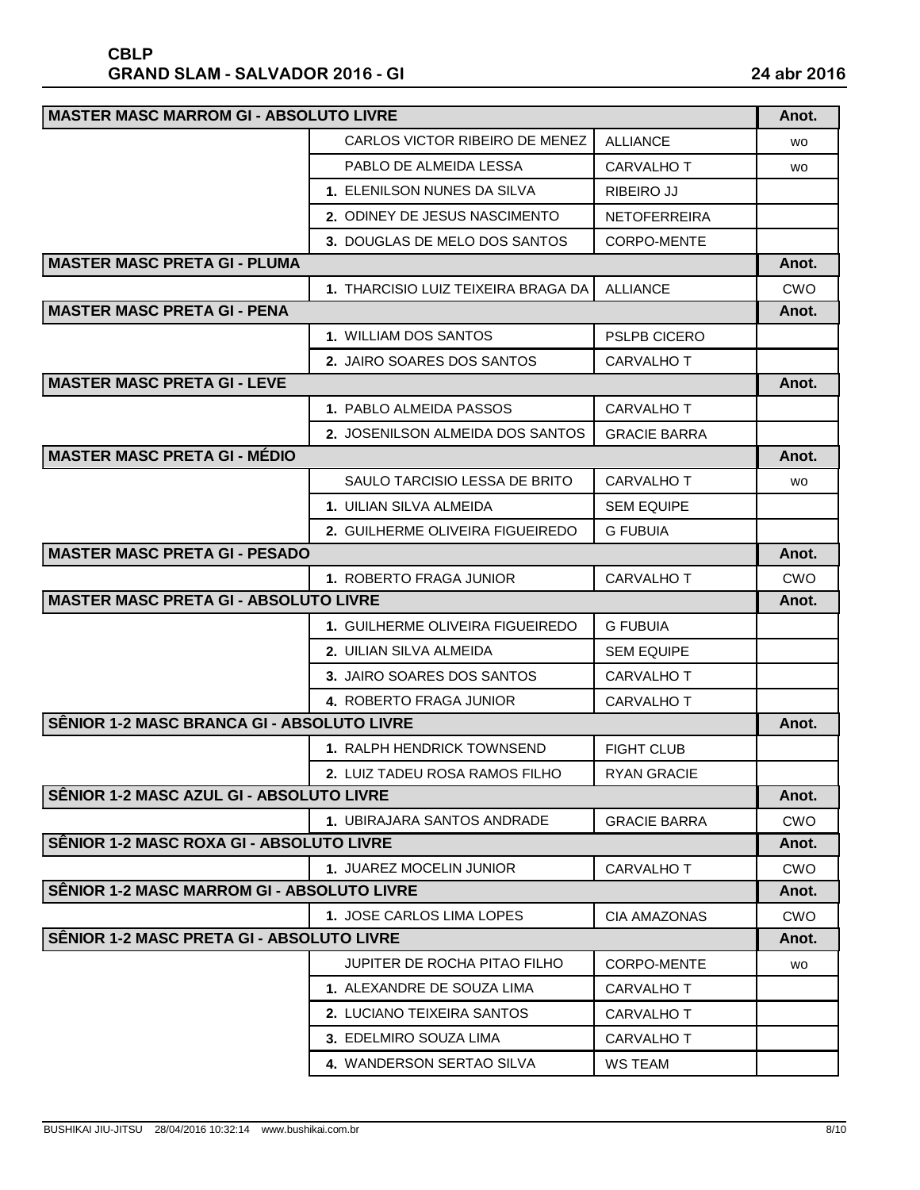**CBLP**
**GRAND SLAM - SALVADOR 2016 - GI** 24 abr 2016

| MASTER MASC MARROM GI - ABSOLUTO LIVRE | | | Anot. |
|---|---|---|---|
| | CARLOS VICTOR RIBEIRO DE MENEZ | ALLIANCE | WO |
| | PABLO DE ALMEIDA LESSA | CARVALHO T | WO |
| | 1. ELENILSON NUNES DA SILVA | RIBEIRO JJ | |
| | 2. ODINEY DE JESUS NASCIMENTO | NETOFERREIRA | |
| | 3. DOUGLAS DE MELO DOS SANTOS | CORPO-MENTE | |
| **MASTER MASC PRETA GI - PLUMA** | | | **Anot.** |
| | 1. THARCISIO LUIZ TEIXEIRA BRAGA DA | ALLIANCE | CWO |
| **MASTER MASC PRETA GI - PENA** | | | **Anot.** |
| | 1. WILLIAM DOS SANTOS | PSLPB CICERO | |
| | 2. JAIRO SOARES DOS SANTOS | CARVALHO T | |
| **MASTER MASC PRETA GI - LEVE** | | | **Anot.** |
| | 1. PABLO ALMEIDA PASSOS | CARVALHO T | |
| | 2. JOSENILSON ALMEIDA DOS SANTOS | GRACIE BARRA | |
| **MASTER MASC PRETA GI - MÉDIO** | | | **Anot.** |
| | SAULO TARCISIO LESSA DE BRITO | CARVALHO T | WO |
| | 1. UILIAN SILVA ALMEIDA | SEM EQUIPE | |
| | 2. GUILHERME OLIVEIRA FIGUEIREDO | G FUBUIA | |
| **MASTER MASC PRETA GI - PESADO** | | | **Anot.** |
| | 1. ROBERTO FRAGA JUNIOR | CARVALHO T | CWO |
| **MASTER MASC PRETA GI - ABSOLUTO LIVRE** | | | **Anot.** |
| | 1. GUILHERME OLIVEIRA FIGUEIREDO | G FUBUIA | |
| | 2. UILIAN SILVA ALMEIDA | SEM EQUIPE | |
| | 3. JAIRO SOARES DOS SANTOS | CARVALHO T | |
| | 4. ROBERTO FRAGA JUNIOR | CARVALHO T | |
| **SÊNIOR 1-2 MASC BRANCA GI - ABSOLUTO LIVRE** | | | **Anot.** |
| | 1. RALPH HENDRICK TOWNSEND | FIGHT CLUB | |
| | 2. LUIZ TADEU ROSA RAMOS FILHO | RYAN GRACIE | |
| **SÊNIOR 1-2 MASC AZUL GI - ABSOLUTO LIVRE** | | | **Anot.** |
| | 1. UBIRAJARA SANTOS ANDRADE | GRACIE BARRA | CWO |
| **SÊNIOR 1-2 MASC ROXA GI - ABSOLUTO LIVRE** | | | **Anot.** |
| | 1. JUAREZ MOCELIN JUNIOR | CARVALHO T | CWO |
| **SÊNIOR 1-2 MASC MARROM GI - ABSOLUTO LIVRE** | | | **Anot.** |
| | 1. JOSE CARLOS LIMA LOPES | CIA AMAZONAS | CWO |
| **SÊNIOR 1-2 MASC PRETA GI - ABSOLUTO LIVRE** | | | **Anot.** |
| | JUPITER DE ROCHA PITAO FILHO | CORPO-MENTE | WO |
| | 1. ALEXANDRE DE SOUZA LIMA | CARVALHO T | |
| | 2. LUCIANO TEIXEIRA SANTOS | CARVALHO T | |
| | 3. EDELMIRO SOUZA LIMA | CARVALHO T | |
| | 4. WANDERSON SERTAO SILVA | WS TEAM | |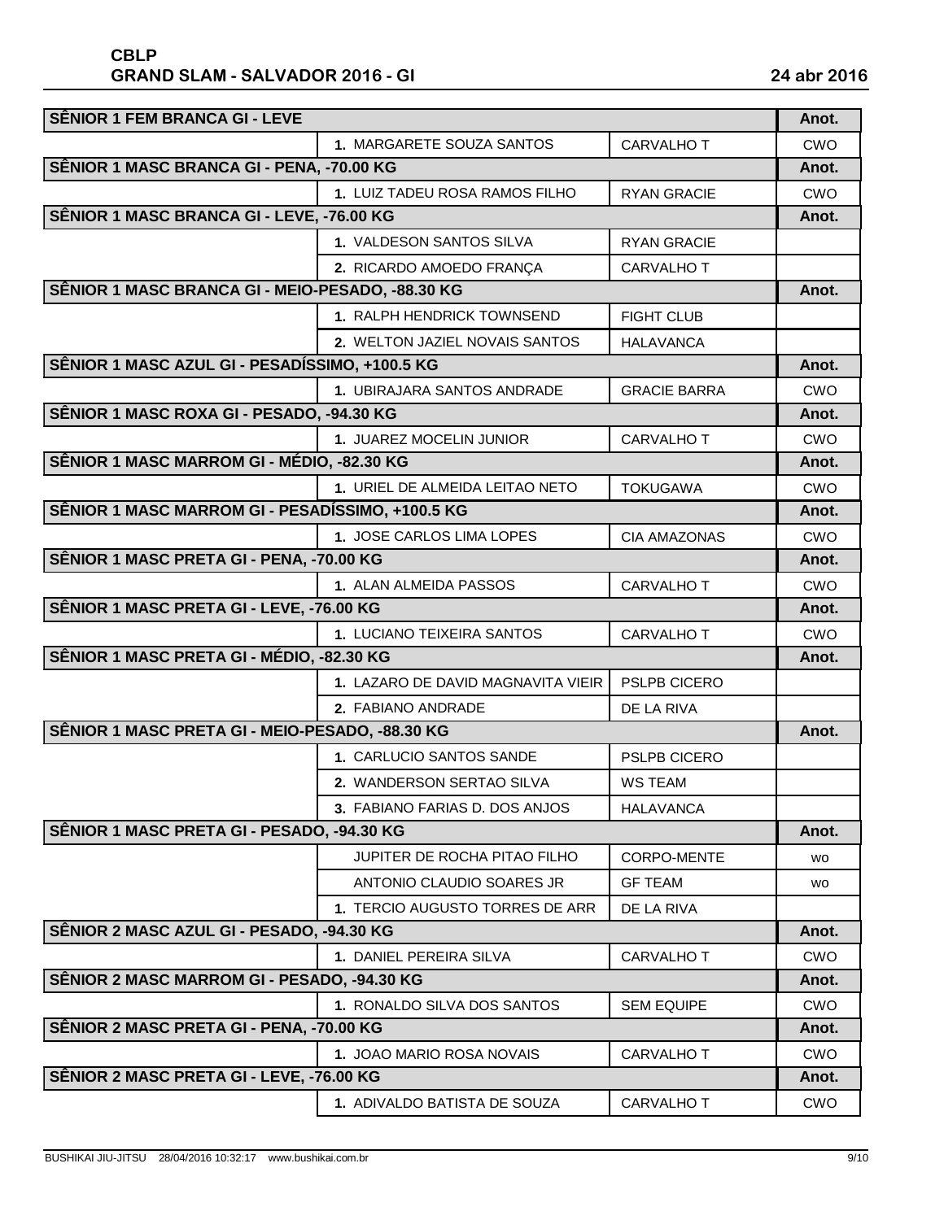# CBLP
## GRAND SLAM - SALVADOR 2016 - GI

24 abr 2016

| SÊNIOR 1 FEM BRANCA GI - LEVE | | | Anot. |
|---|---|---|---|
| | 1. MARGARETE SOUZA SANTOS | CARVALHO T | CWO |
| **SÊNIOR 1 MASC BRANCA GI - PENA, -70.00 KG** | | | **Anot.** |
| | 1. LUIZ TADEU ROSA RAMOS FILHO | RYAN GRACIE | CWO |
| **SÊNIOR 1 MASC BRANCA GI - LEVE, -76.00 KG** | | | **Anot.** |
| | 1. VALDESON SANTOS SILVA | RYAN GRACIE | |
| | 2. RICARDO AMOEDO FRANÇA | CARVALHO T | |
| **SÊNIOR 1 MASC BRANCA GI - MEIO-PESADO, -88.30 KG** | | | **Anot.** |
| | 1. RALPH HENDRICK TOWNSEND | FIGHT CLUB | |
| | 2. WELTON JAZIEL NOVAIS SANTOS | HALAVANCA | |
| **SÊNIOR 1 MASC AZUL GI - PESADÍSSIMO, +100.5 KG** | | | **Anot.** |
| | 1. UBIRAJARA SANTOS ANDRADE | GRACIE BARRA | CWO |
| **SÊNIOR 1 MASC ROXA GI - PESADO, -94.30 KG** | | | **Anot.** |
| | 1. JUAREZ MOCELIN JUNIOR | CARVALHO T | CWO |
| **SÊNIOR 1 MASC MARROM GI - MÉDIO, -82.30 KG** | | | **Anot.** |
| | 1. URIEL DE ALMEIDA LEITAO NETO | TOKUGAWA | CWO |
| **SÊNIOR 1 MASC MARROM GI - PESADÍSSIMO, +100.5 KG** | | | **Anot.** |
| | 1. JOSE CARLOS LIMA LOPES | CIA AMAZONAS | CWO |
| **SÊNIOR 1 MASC PRETA GI - PENA, -70.00 KG** | | | **Anot.** |
| | 1. ALAN ALMEIDA PASSOS | CARVALHO T | CWO |
| **SÊNIOR 1 MASC PRETA GI - LEVE, -76.00 KG** | | | **Anot.** |
| | 1. LUCIANO TEIXEIRA SANTOS | CARVALHO T | CWO |
| **SÊNIOR 1 MASC PRETA GI - MÉDIO, -82.30 KG** | | | **Anot.** |
| | 1. LAZARO DE DAVID MAGNAVITA VIEIR | PSLPB CICERO | |
| | 2. FABIANO ANDRADE | DE LA RIVA | |
| **SÊNIOR 1 MASC PRETA GI - MEIO-PESADO, -88.30 KG** | | | **Anot.** |
| | 1. CARLUCIO SANTOS SANDE | PSLPB CICERO | |
| | 2. WANDERSON SERTAO SILVA | WS TEAM | |
| | 3. FABIANO FARIAS D. DOS ANJOS | HALAVANCA | |
| **SÊNIOR 1 MASC PRETA GI - PESADO, -94.30 KG** | | | **Anot.** |
| | JUPITER DE ROCHA PITAO FILHO | CORPO-MENTE | WO |
| | ANTONIO CLAUDIO SOARES JR | GF TEAM | WO |
| | 1. TERCIO AUGUSTO TORRES DE ARR | DE LA RIVA | |
| **SÊNIOR 2 MASC AZUL GI - PESADO, -94.30 KG** | | | **Anot.** |
| | 1. DANIEL PEREIRA SILVA | CARVALHO T | CWO |
| **SÊNIOR 2 MASC MARROM GI - PESADO, -94.30 KG** | | | **Anot.** |
| | 1. RONALDO SILVA DOS SANTOS | SEM EQUIPE | CWO |
| **SÊNIOR 2 MASC PRETA GI - PENA, -70.00 KG** | | | **Anot.** |
| | 1. JOAO MARIO ROSA NOVAIS | CARVALHO T | CWO |
| **SÊNIOR 2 MASC PRETA GI - LEVE, -76.00 KG** | | | **Anot.** |
| | 1. ADIVALDO BATISTA DE SOUZA | CARVALHO T | CWO |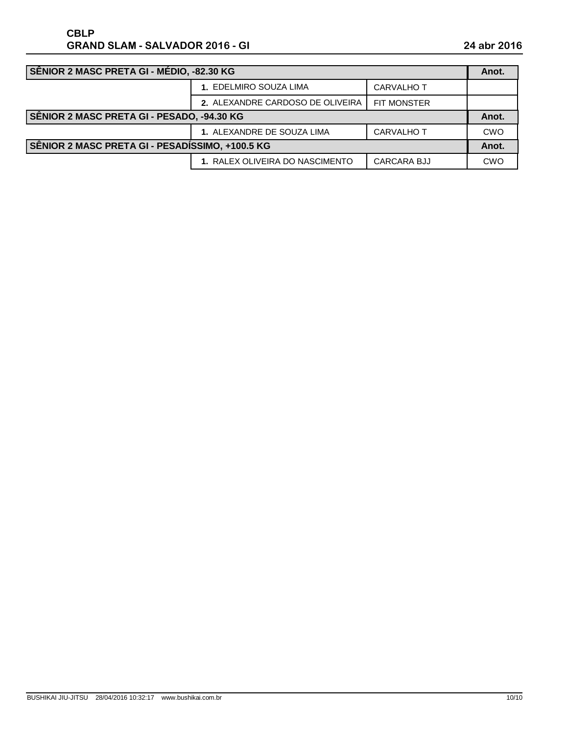| SÊNIOR 2 MASC PRETA GI - MÉDIO, -82.30 KG | | | Anot. |
|---|---|---|---|
| | 1. EDELMIRO SOUZA LIMA | CARVALHO T | |
| | 2. ALEXANDRE CARDOSO DE OLIVEIRA | FIT MONSTER | |
| **SÊNIOR 2 MASC PRETA GI - PESADO, -94.30 KG** | | | **Anot.** |
| | 1. ALEXANDRE DE SOUZA LIMA | CARVALHO T | CWO |
| **SÊNIOR 2 MASC PRETA GI - PESADÍSSIMO, +100.5 KG** | | | **Anot.** |
| | 1. RALEX OLIVEIRA DO NASCIMENTO | CARCARA BJJ | CWO |